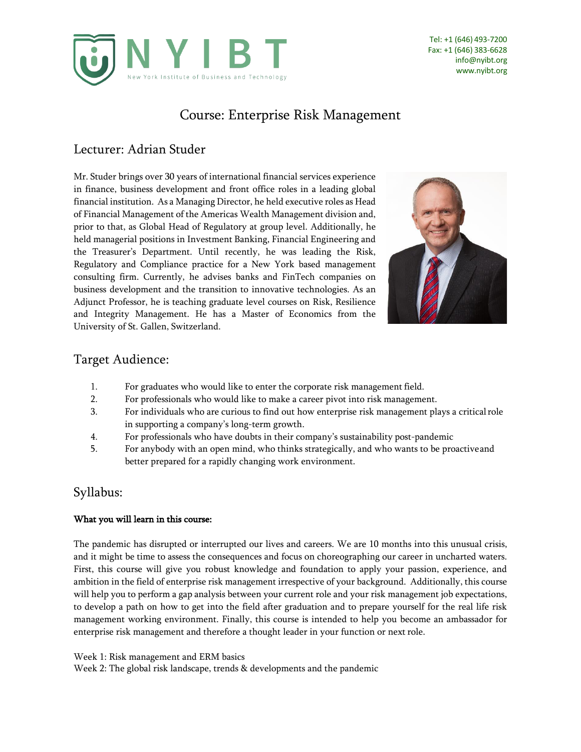NYIBT
New York Institute of Business and Technology

Tel: +1 (646) 493-7200
Fax: +1 (646) 383-6628
info@nyibt.org
www.nyibt.org

# Course: Enterprise Risk Management

## Lecturer: Adrian Studer

Mr. Studer brings over 30 years of international financial services experience in finance, business development and front office roles in a leading global financial institution. As a Managing Director, he held executive roles as Head of Financial Management of the Americas Wealth Management division and, prior to that, as Global Head of Regulatory at group level. Additionally, he held managerial positions in Investment Banking, Financial Engineering and the Treasurer's Department. Until recently, he was leading the Risk, Regulatory and Compliance practice for a New York based management consulting firm. Currently, he advises banks and FinTech companies on business development and the transition to innovative technologies. As an Adjunct Professor, he is teaching graduate level courses on Risk, Resilience and Integrity Management. He has a Master of Economics from the University of St. Gallen, Switzerland.

## Target Audience:

1. For graduates who would like to enter the corporate risk management field.
2. For professionals who would like to make a career pivot into risk management.
3. For individuals who are curious to find out how enterprise risk management plays a critical role in supporting a company's long-term growth.
4. For professionals who have doubts in their company's sustainability post-pandemic
5. For anybody with an open mind, who thinks strategically, and who wants to be proactive and better prepared for a rapidly changing work environment.

## Syllabus:

**What you will learn in this course:**

The pandemic has disrupted or interrupted our lives and careers. We are 10 months into this unusual crisis, and it might be time to assess the consequences and focus on choreographing our career in uncharted waters. First, this course will give you robust knowledge and foundation to apply your passion, experience, and ambition in the field of enterprise risk management irrespective of your background. Additionally, this course will help you to perform a gap analysis between your current role and your risk management job expectations, to develop a path on how to get into the field after graduation and to prepare yourself for the real life risk management working environment. Finally, this course is intended to help you become an ambassador for enterprise risk management and therefore a thought leader in your function or next role.

Week 1: Risk management and ERM basics
Week 2: The global risk landscape, trends & developments and the pandemic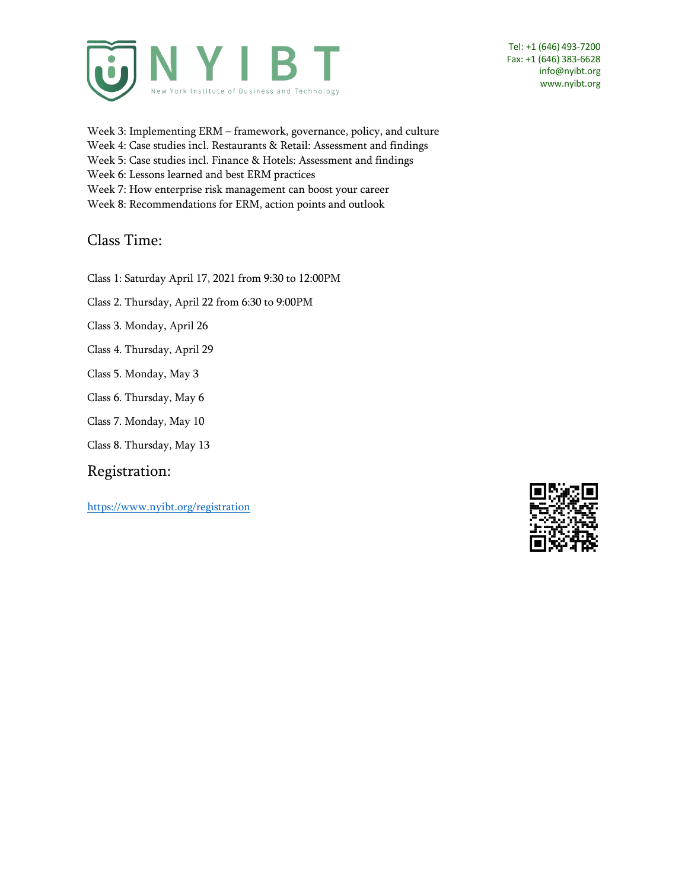Week 3: Implementing ERM – framework, governance, policy, and culture
Week 4: Case studies incl. Restaurants & Retail: Assessment and findings
Week 5: Case studies incl. Finance & Hotels: Assessment and findings
Week 6: Lessons learned and best ERM practices
Week 7: How enterprise risk management can boost your career
Week 8: Recommendations for ERM, action points and outlook

## Class Time:

Class 1: Saturday April 17, 2021 from 9:30 to 12:00PM

Class 2. Thursday, April 22 from 6:30 to 9:00PM

Class 3. Monday, April 26

Class 4. Thursday, April 29

Class 5. Monday, May 3

Class 6. Thursday, May 6

Class 7. Monday, May 10

Class 8. Thursday, May 13

## Registration:

https://www.nyibt.org/registration